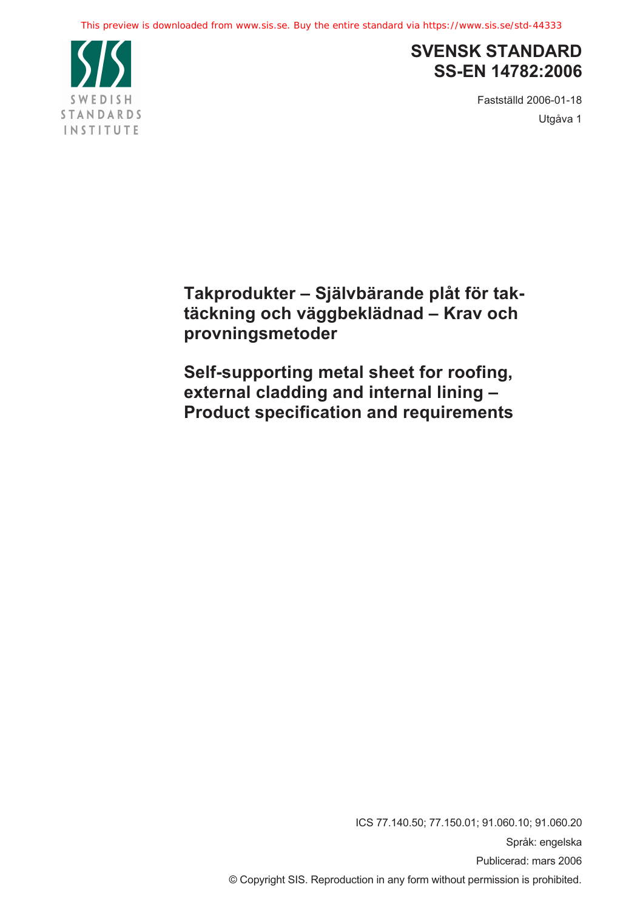This preview is downloaded from www.sis.se. Buy the entire standard via https://www.sis.se/std-44333

SWEDISH STANDARDS INSTITUTE

# SVENSK STANDARD
# SS-EN 14782:2006

Fastställd 2006-01-18

Utgåva 1

## Takprodukter – Självbärande plåt för taktäckning och väggbeklädnad – Krav och provningsmetoder

## Self-supporting metal sheet for roofing, external cladding and internal lining – Product specification and requirements

ICS 77.140.50; 77.150.01; 91.060.10; 91.060.20

Språk: engelska

Publicerad: mars 2006

© Copyright SIS. Reproduction in any form without permission is prohibited.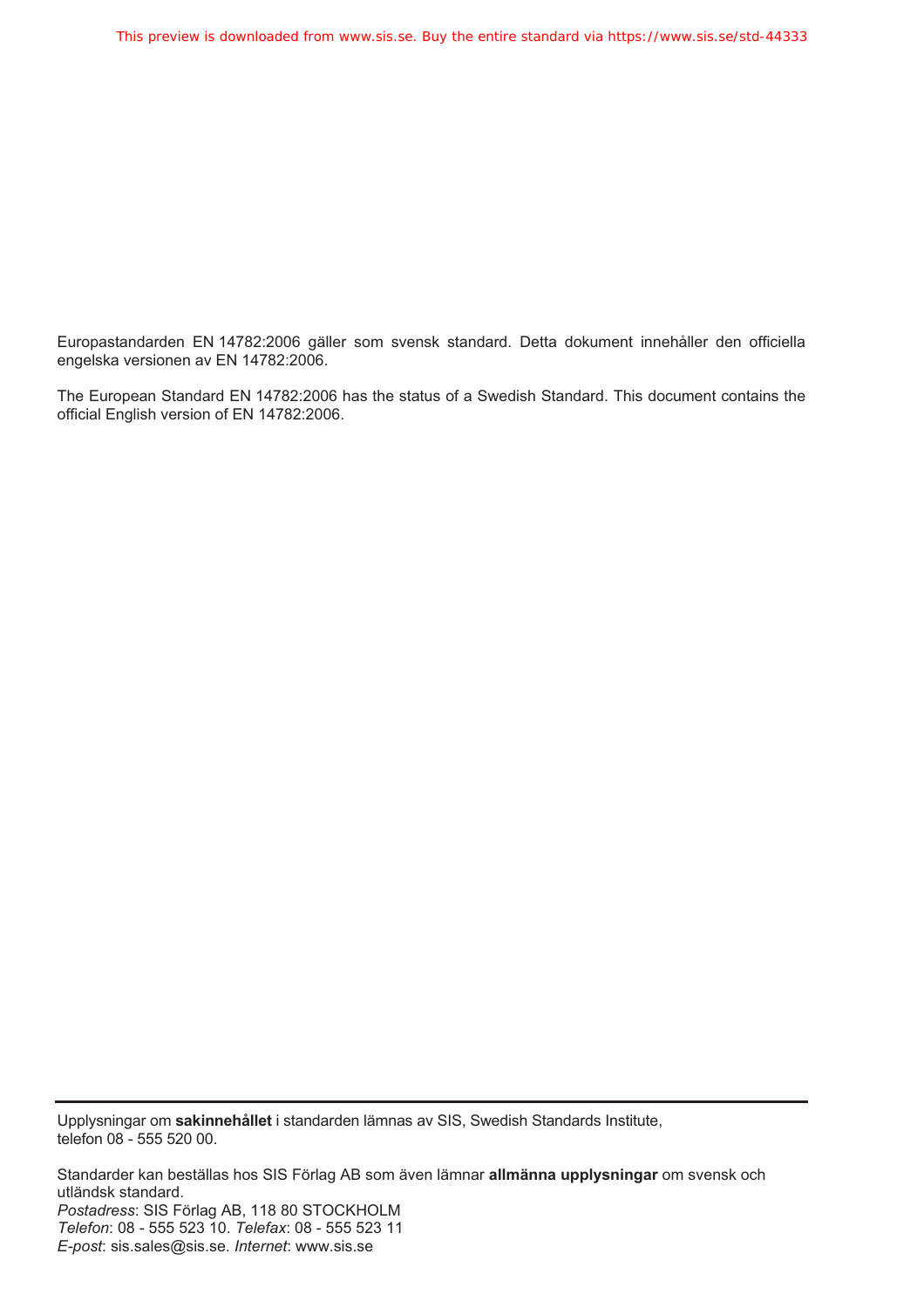Europastandarden EN 14782:2006 gäller som svensk standard. Detta dokument innehåller den officiella engelska versionen av EN 14782:2006.

The European Standard EN 14782:2006 has the status of a Swedish Standard. This document contains the official English version of EN 14782:2006.

---

Upplysningar om **sakinnehållet** i standarden lämnas av SIS, Swedish Standards Institute, telefon 08 - 555 520 00.

Standarder kan beställas hos SIS Förlag AB som även lämnar **allmänna upplysningar** om svensk och utländsk standard.
*Postadress*: SIS Förlag AB, 118 80 STOCKHOLM
*Telefon*: 08 - 555 523 10. *Telefax*: 08 - 555 523 11
*E-post*: sis.sales@sis.se. *Internet*: www.sis.se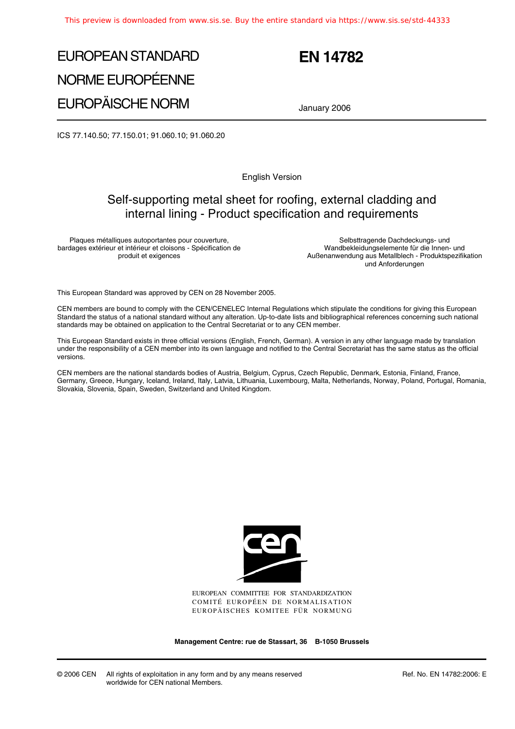# EUROPEAN STANDARD
# NORME EUROPÉENNE
# EUROPÄISCHE NORM

# EN 14782

January 2006

ICS 77.140.50; 77.150.01; 91.060.10; 91.060.20

English Version

## Self-supporting metal sheet for roofing, external cladding and internal lining - Product specification and requirements

Plaques métalliques autoportantes pour couverture, bardages extérieur et intérieur et cloisons - Spécification de produit et exigences

Selbsttragende Dachdeckungs- und Wandbekleidungselemente für die Innen- und Außenanwendung aus Metallblech - Produktspezifikation und Anforderungen

This European Standard was approved by CEN on 28 November 2005.

CEN members are bound to comply with the CEN/CENELEC Internal Regulations which stipulate the conditions for giving this European Standard the status of a national standard without any alteration. Up-to-date lists and bibliographical references concerning such national standards may be obtained on application to the Central Secretariat or to any CEN member.

This European Standard exists in three official versions (English, French, German). A version in any other language made by translation under the responsibility of a CEN member into its own language and notified to the Central Secretariat has the same status as the official versions.

CEN members are the national standards bodies of Austria, Belgium, Cyprus, Czech Republic, Denmark, Estonia, Finland, France, Germany, Greece, Hungary, Iceland, Ireland, Italy, Latvia, Lithuania, Luxembourg, Malta, Netherlands, Norway, Poland, Portugal, Romania, Slovakia, Slovenia, Spain, Sweden, Switzerland and United Kingdom.

EUROPEAN COMMITTEE FOR STANDARDIZATION
COMITÉ EUROPÉEN DE NORMALISATION
EUROPÄISCHES KOMITEE FÜR NORMUNG

**Management Centre: rue de Stassart, 36 B-1050 Brussels**

© 2006 CEN All rights of exploitation in any form and by any means reserved worldwide for CEN national Members.

Ref. No. EN 14782:2006: E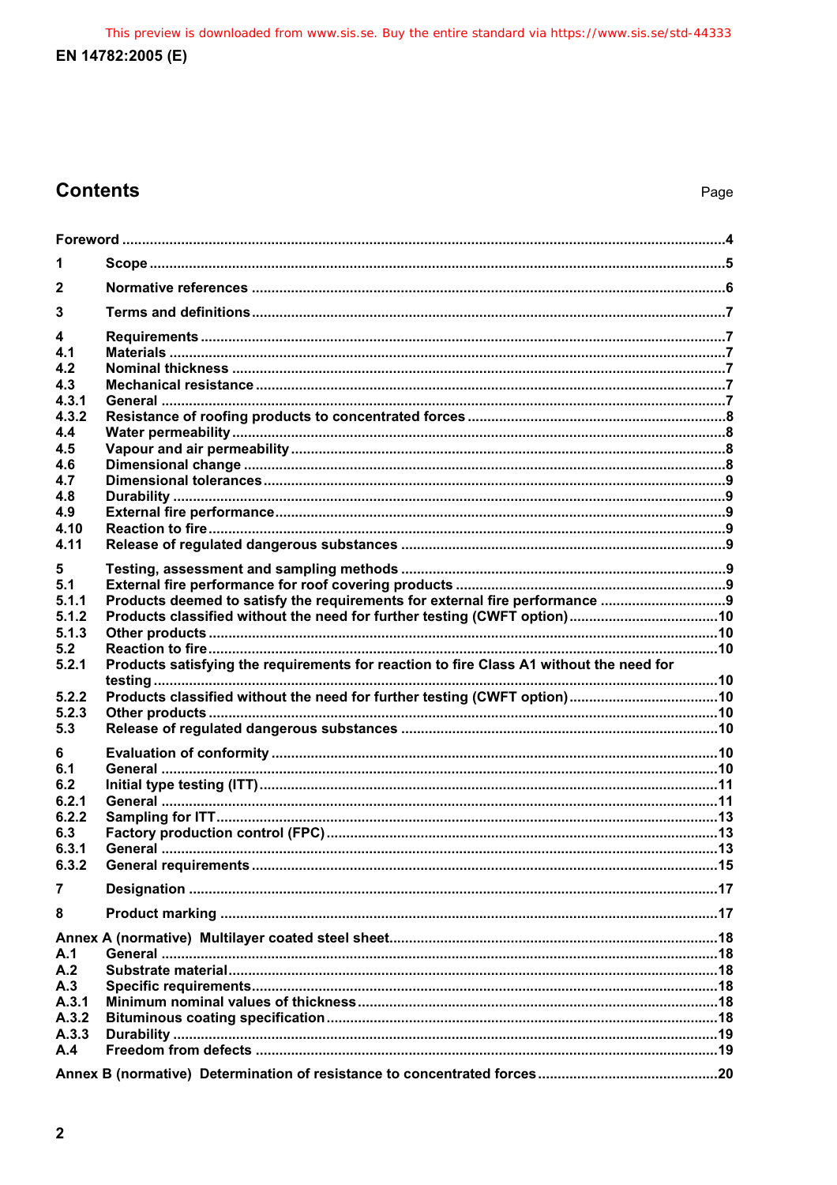## Contents

| | | Page |
|---|---|---|
| Foreword | | 4 |
| 1 | Scope | 5 |
| 2 | Normative references | 6 |
| 3 | Terms and definitions | 7 |
| 4 | Requirements | 7 |
| 4.1 | Materials | 7 |
| 4.2 | Nominal thickness | 7 |
| 4.3 | Mechanical resistance | 7 |
| 4.3.1 | General | 7 |
| 4.3.2 | Resistance of roofing products to concentrated forces | 8 |
| 4.4 | Water permeability | 8 |
| 4.5 | Vapour and air permeability | 8 |
| 4.6 | Dimensional change | 8 |
| 4.7 | Dimensional tolerances | 9 |
| 4.8 | Durability | 9 |
| 4.9 | External fire performance | 9 |
| 4.10 | Reaction to fire | 9 |
| 4.11 | Release of regulated dangerous substances | 9 |
| 5 | Testing, assessment and sampling methods | 9 |
| 5.1 | External fire performance for roof covering products | 9 |
| 5.1.1 | Products deemed to satisfy the requirements for external fire performance | 9 |
| 5.1.2 | Products classified without the need for further testing (CWFT option) | 10 |
| 5.1.3 | Other products | 10 |
| 5.2 | Reaction to fire | 10 |
| 5.2.1 | Products satisfying the requirements for reaction to fire Class A1 without the need for testing | 10 |
| 5.2.2 | Products classified without the need for further testing (CWFT option) | 10 |
| 5.2.3 | Other products | 10 |
| 5.3 | Release of regulated dangerous substances | 10 |
| 6 | Evaluation of conformity | 10 |
| 6.1 | General | 10 |
| 6.2 | Initial type testing (ITT) | 11 |
| 6.2.1 | General | 11 |
| 6.2.2 | Sampling for ITT | 13 |
| 6.3 | Factory production control (FPC) | 13 |
| 6.3.1 | General | 13 |
| 6.3.2 | General requirements | 15 |
| 7 | Designation | 17 |
| 8 | Product marking | 17 |
| Annex A (normative) Multilayer coated steel sheet | | 18 |
| A.1 | General | 18 |
| A.2 | Substrate material | 18 |
| A.3 | Specific requirements | 18 |
| A.3.1 | Minimum nominal values of thickness | 18 |
| A.3.2 | Bituminous coating specification | 18 |
| A.3.3 | Durability | 19 |
| A.4 | Freedom from defects | 19 |
| Annex B (normative) Determination of resistance to concentrated forces | | 20 |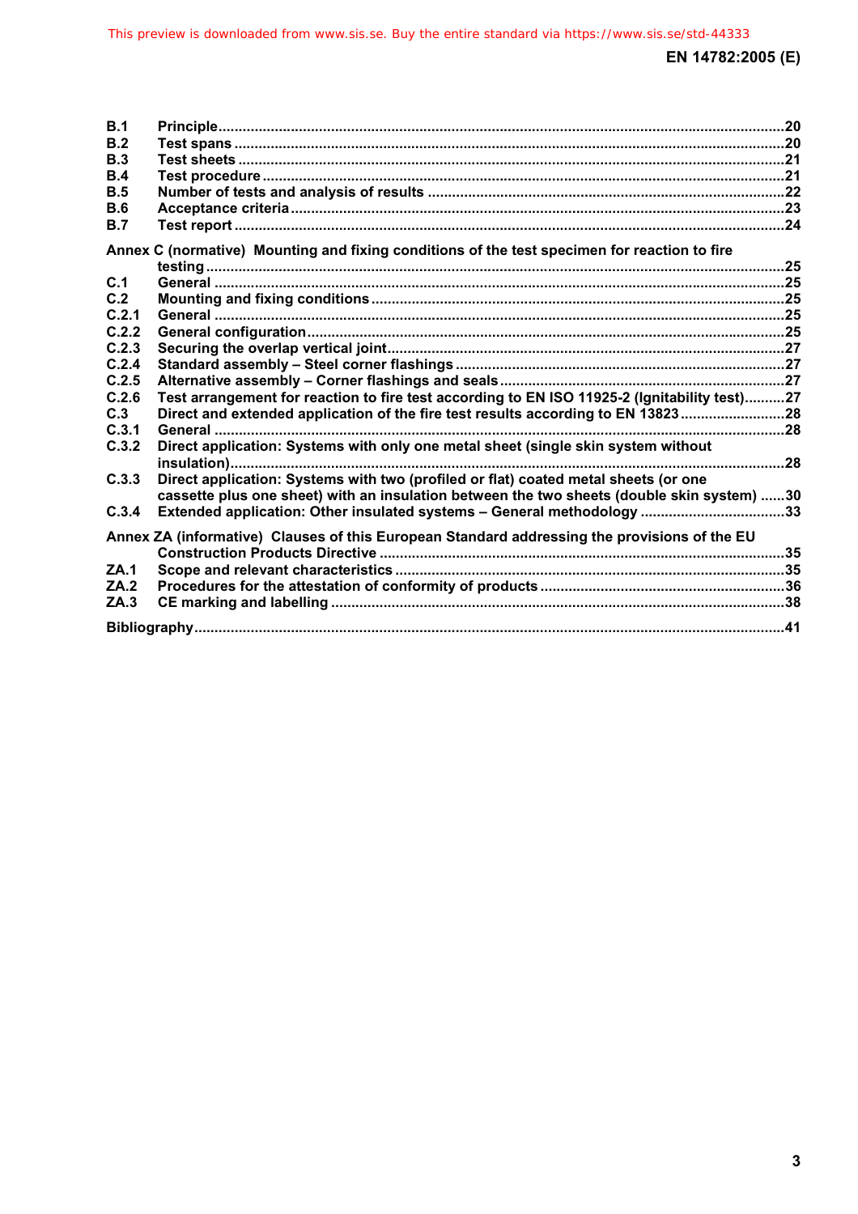B.1 Principle ... 20
B.2 Test spans ... 20
B.3 Test sheets ... 21
B.4 Test procedure ... 21
B.5 Number of tests and analysis of results ... 22
B.6 Acceptance criteria ... 23
B.7 Test report ... 24

Annex C (normative) Mounting and fixing conditions of the test specimen for reaction to fire testing ... 25
C.1 General ... 25
C.2 Mounting and fixing conditions ... 25
C.2.1 General ... 25
C.2.2 General configuration ... 25
C.2.3 Securing the overlap vertical joint ... 27
C.2.4 Standard assembly – Steel corner flashings ... 27
C.2.5 Alternative assembly – Corner flashings and seals ... 27
C.2.6 Test arrangement for reaction to fire test according to EN ISO 11925-2 (Ignitability test) ... 27
C.3 Direct and extended application of the fire test results according to EN 13823 ... 28
C.3.1 General ... 28
C.3.2 Direct application: Systems with only one metal sheet (single skin system without insulation) ... 28
C.3.3 Direct application: Systems with two (profiled or flat) coated metal sheets (or one cassette plus one sheet) with an insulation between the two sheets (double skin system) ... 30
C.3.4 Extended application: Other insulated systems – General methodology ... 33

Annex ZA (informative) Clauses of this European Standard addressing the provisions of the EU Construction Products Directive ... 35
ZA.1 Scope and relevant characteristics ... 35
ZA.2 Procedures for the attestation of conformity of products ... 36
ZA.3 CE marking and labelling ... 38

Bibliography ... 41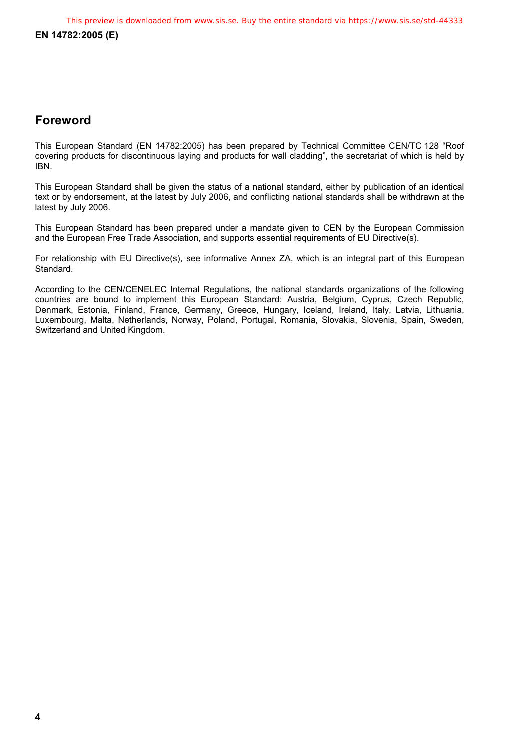## Foreword

This European Standard (EN 14782:2005) has been prepared by Technical Committee CEN/TC 128 "Roof covering products for discontinuous laying and products for wall cladding", the secretariat of which is held by IBN.

This European Standard shall be given the status of a national standard, either by publication of an identical text or by endorsement, at the latest by July 2006, and conflicting national standards shall be withdrawn at the latest by July 2006.

This European Standard has been prepared under a mandate given to CEN by the European Commission and the European Free Trade Association, and supports essential requirements of EU Directive(s).

For relationship with EU Directive(s), see informative Annex ZA, which is an integral part of this European Standard.

According to the CEN/CENELEC Internal Regulations, the national standards organizations of the following countries are bound to implement this European Standard: Austria, Belgium, Cyprus, Czech Republic, Denmark, Estonia, Finland, France, Germany, Greece, Hungary, Iceland, Ireland, Italy, Latvia, Lithuania, Luxembourg, Malta, Netherlands, Norway, Poland, Portugal, Romania, Slovakia, Slovenia, Spain, Sweden, Switzerland and United Kingdom.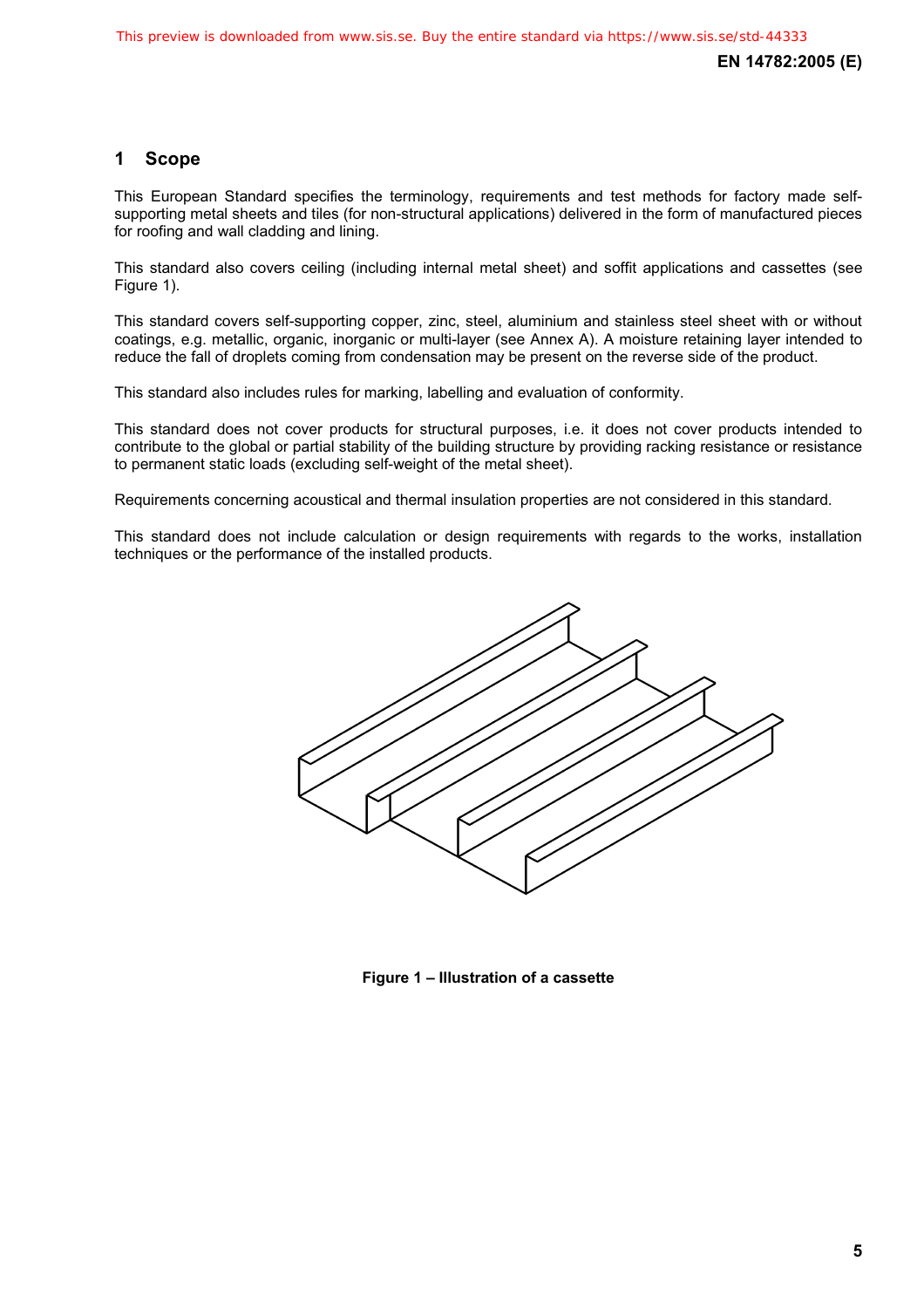# 1 Scope

This European Standard specifies the terminology, requirements and test methods for factory made self-supporting metal sheets and tiles (for non-structural applications) delivered in the form of manufactured pieces for roofing and wall cladding and lining.

This standard also covers ceiling (including internal metal sheet) and soffit applications and cassettes (see Figure 1).

This standard covers self-supporting copper, zinc, steel, aluminium and stainless steel sheet with or without coatings, e.g. metallic, organic, inorganic or multi-layer (see Annex A). A moisture retaining layer intended to reduce the fall of droplets coming from condensation may be present on the reverse side of the product.

This standard also includes rules for marking, labelling and evaluation of conformity.

This standard does not cover products for structural purposes, i.e. it does not cover products intended to contribute to the global or partial stability of the building structure by providing racking resistance or resistance to permanent static loads (excluding self-weight of the metal sheet).

Requirements concerning acoustical and thermal insulation properties are not considered in this standard.

This standard does not include calculation or design requirements with regards to the works, installation techniques or the performance of the installed products.

**Figure 1 – Illustration of a cassette**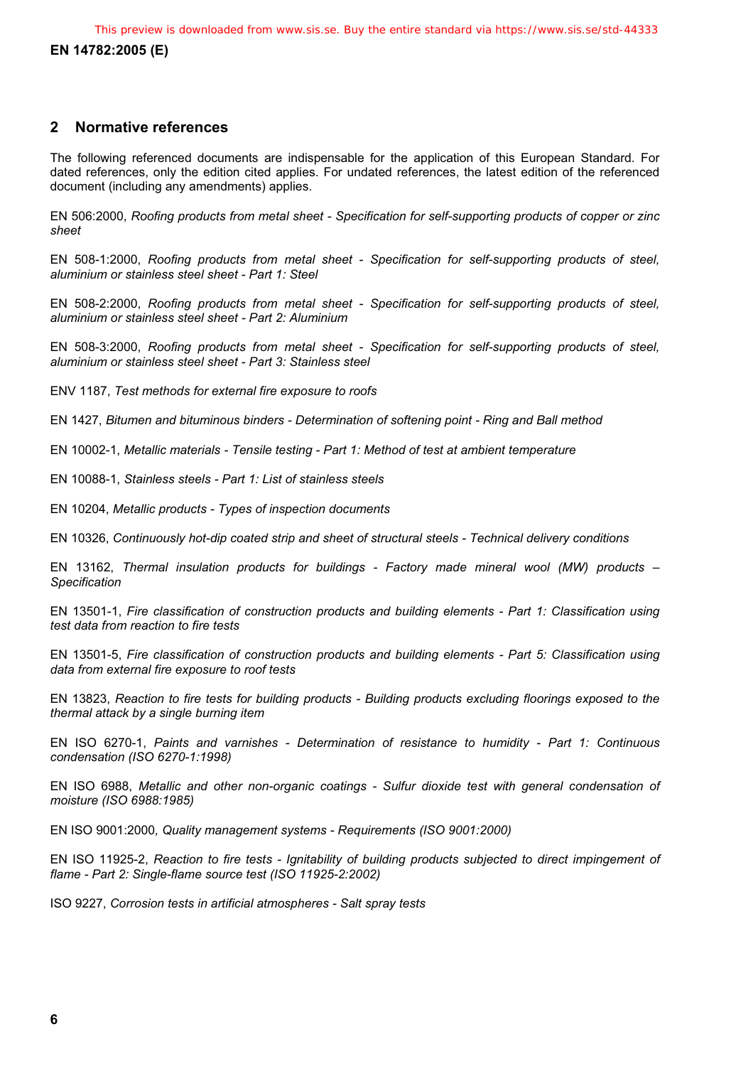## 2 Normative references

The following referenced documents are indispensable for the application of this European Standard. For dated references, only the edition cited applies. For undated references, the latest edition of the referenced document (including any amendments) applies.

EN 506:2000, *Roofing products from metal sheet - Specification for self-supporting products of copper or zinc sheet*

EN 508-1:2000, *Roofing products from metal sheet - Specification for self-supporting products of steel, aluminium or stainless steel sheet - Part 1: Steel*

EN 508-2:2000, *Roofing products from metal sheet - Specification for self-supporting products of steel, aluminium or stainless steel sheet - Part 2: Aluminium*

EN 508-3:2000, *Roofing products from metal sheet - Specification for self-supporting products of steel, aluminium or stainless steel sheet - Part 3: Stainless steel*

ENV 1187, *Test methods for external fire exposure to roofs*

EN 1427, *Bitumen and bituminous binders - Determination of softening point - Ring and Ball method*

EN 10002-1, *Metallic materials - Tensile testing - Part 1: Method of test at ambient temperature*

EN 10088-1, *Stainless steels - Part 1: List of stainless steels*

EN 10204, *Metallic products - Types of inspection documents*

EN 10326, *Continuously hot-dip coated strip and sheet of structural steels - Technical delivery conditions*

EN 13162, *Thermal insulation products for buildings - Factory made mineral wool (MW) products – Specification*

EN 13501-1, *Fire classification of construction products and building elements - Part 1: Classification using test data from reaction to fire tests*

EN 13501-5, *Fire classification of construction products and building elements - Part 5: Classification using data from external fire exposure to roof tests*

EN 13823, *Reaction to fire tests for building products - Building products excluding floorings exposed to the thermal attack by a single burning item*

EN ISO 6270-1, *Paints and varnishes - Determination of resistance to humidity - Part 1: Continuous condensation (ISO 6270-1:1998)*

EN ISO 6988, *Metallic and other non-organic coatings - Sulfur dioxide test with general condensation of moisture (ISO 6988:1985)*

EN ISO 9001:2000*, Quality management systems - Requirements (ISO 9001:2000)*

EN ISO 11925-2, *Reaction to fire tests - Ignitability of building products subjected to direct impingement of flame - Part 2: Single-flame source test (ISO 11925-2:2002)*

ISO 9227, *Corrosion tests in artificial atmospheres - Salt spray tests*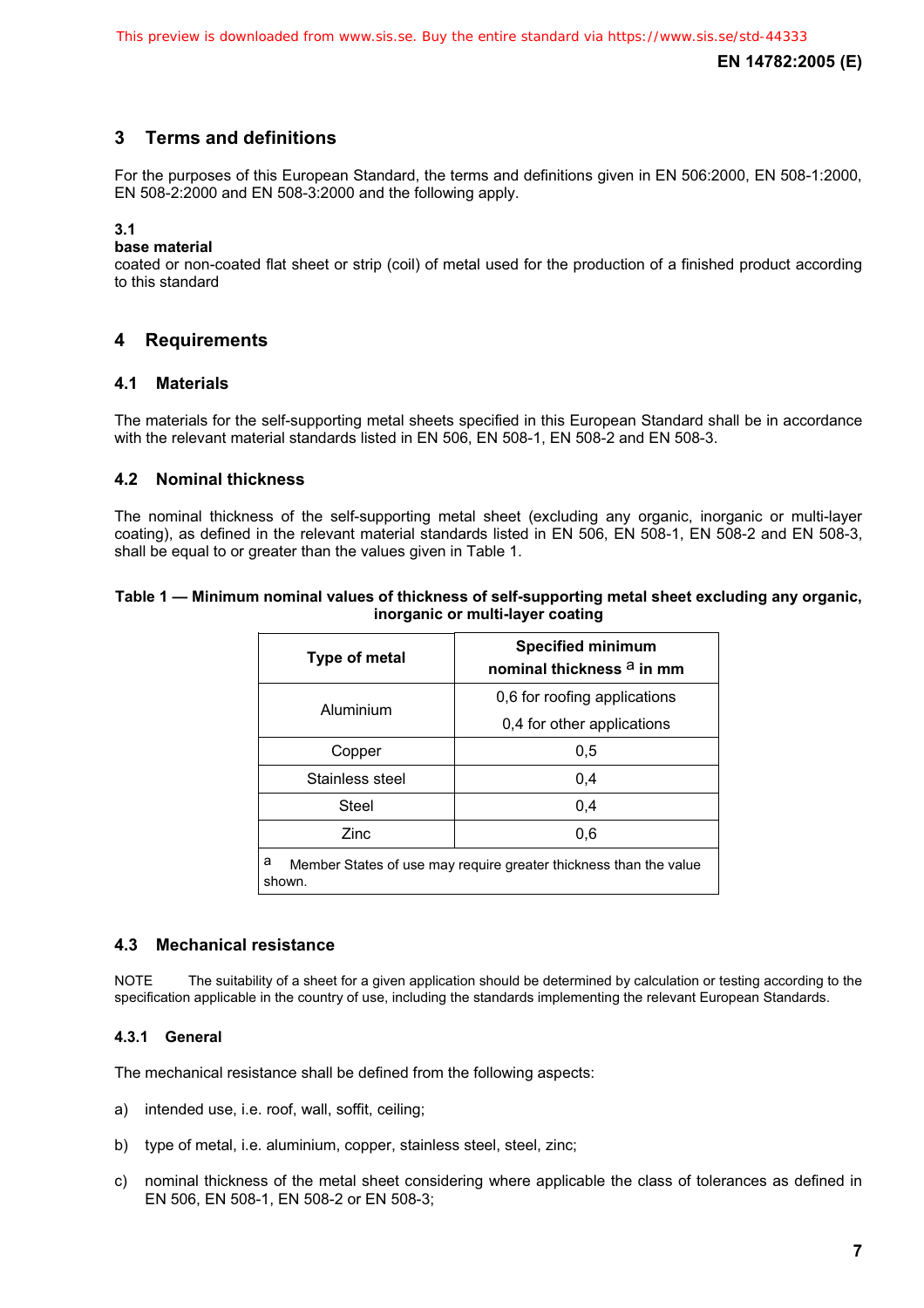## 3 Terms and definitions

For the purposes of this European Standard, the terms and definitions given in EN 506:2000, EN 508-1:2000, EN 508-2:2000 and EN 508-3:2000 and the following apply.

**3.1**
**base material**
coated or non-coated flat sheet or strip (coil) of metal used for the production of a finished product according to this standard

## 4 Requirements

### 4.1 Materials

The materials for the self-supporting metal sheets specified in this European Standard shall be in accordance with the relevant material standards listed in EN 506, EN 508-1, EN 508-2 and EN 508-3.

### 4.2 Nominal thickness

The nominal thickness of the self-supporting metal sheet (excluding any organic, inorganic or multi-layer coating), as defined in the relevant material standards listed in EN 506, EN 508-1, EN 508-2 and EN 508-3, shall be equal to or greater than the values given in Table 1.

**Table 1 — Minimum nominal values of thickness of self-supporting metal sheet excluding any organic, inorganic or multi-layer coating**

| Type of metal | Specified minimum nominal thickness [a] in mm |
|---|---|
| Aluminium | 0,6 for roofing applications<br>0,4 for other applications |
| Copper | 0,5 |
| Stainless steel | 0,4 |
| Steel | 0,4 |
| Zinc | 0,6 |

[a] Member States of use may require greater thickness than the value shown.

### 4.3 Mechanical resistance

NOTE The suitability of a sheet for a given application should be determined by calculation or testing according to the specification applicable in the country of use, including the standards implementing the relevant European Standards.

#### 4.3.1 General

The mechanical resistance shall be defined from the following aspects:

a) intended use, i.e. roof, wall, soffit, ceiling;

b) type of metal, i.e. aluminium, copper, stainless steel, steel, zinc;

c) nominal thickness of the metal sheet considering where applicable the class of tolerances as defined in EN 506, EN 508-1, EN 508-2 or EN 508-3;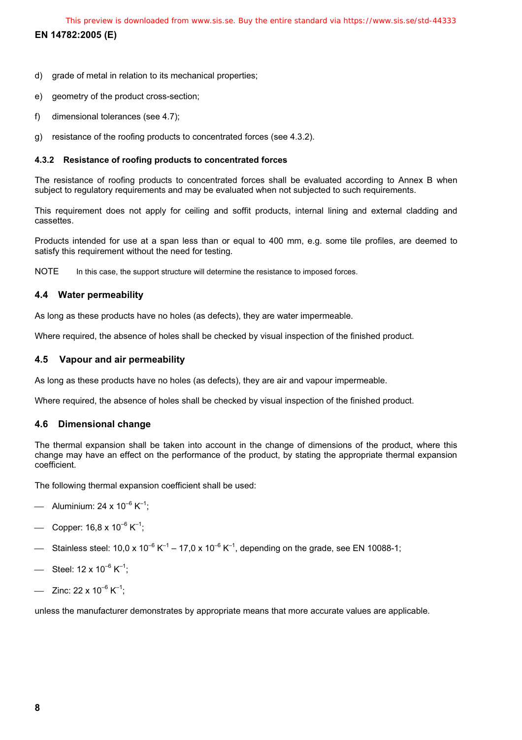d) grade of metal in relation to its mechanical properties;

e) geometry of the product cross-section;

f) dimensional tolerances (see 4.7);

g) resistance of the roofing products to concentrated forces (see 4.3.2).

#### 4.3.2 Resistance of roofing products to concentrated forces

The resistance of roofing products to concentrated forces shall be evaluated according to Annex B when subject to regulatory requirements and may be evaluated when not subjected to such requirements.

This requirement does not apply for ceiling and soffit products, internal lining and external cladding and cassettes.

Products intended for use at a span less than or equal to 400 mm, e.g. some tile profiles, are deemed to satisfy this requirement without the need for testing.

NOTE In this case, the support structure will determine the resistance to imposed forces.

### 4.4 Water permeability

As long as these products have no holes (as defects), they are water impermeable.

Where required, the absence of holes shall be checked by visual inspection of the finished product.

### 4.5 Vapour and air permeability

As long as these products have no holes (as defects), they are air and vapour impermeable.

Where required, the absence of holes shall be checked by visual inspection of the finished product.

### 4.6 Dimensional change

The thermal expansion shall be taken into account in the change of dimensions of the product, where this change may have an effect on the performance of the product, by stating the appropriate thermal expansion coefficient.

The following thermal expansion coefficient shall be used:

- Aluminium: 24 x $10^{-6}$ $K^{-1}$;
- Copper: 16,8 x $10^{-6}$ $K^{-1}$;
- Stainless steel: 10,0 x $10^{-6}$ $K^{-1}$ – 17,0 x $10^{-6}$ $K^{-1}$, depending on the grade, see EN 10088-1;
- Steel: 12 x $10^{-6}$ $K^{-1}$;
- Zinc: 22 x $10^{-6}$ $K^{-1}$;

unless the manufacturer demonstrates by appropriate means that more accurate values are applicable.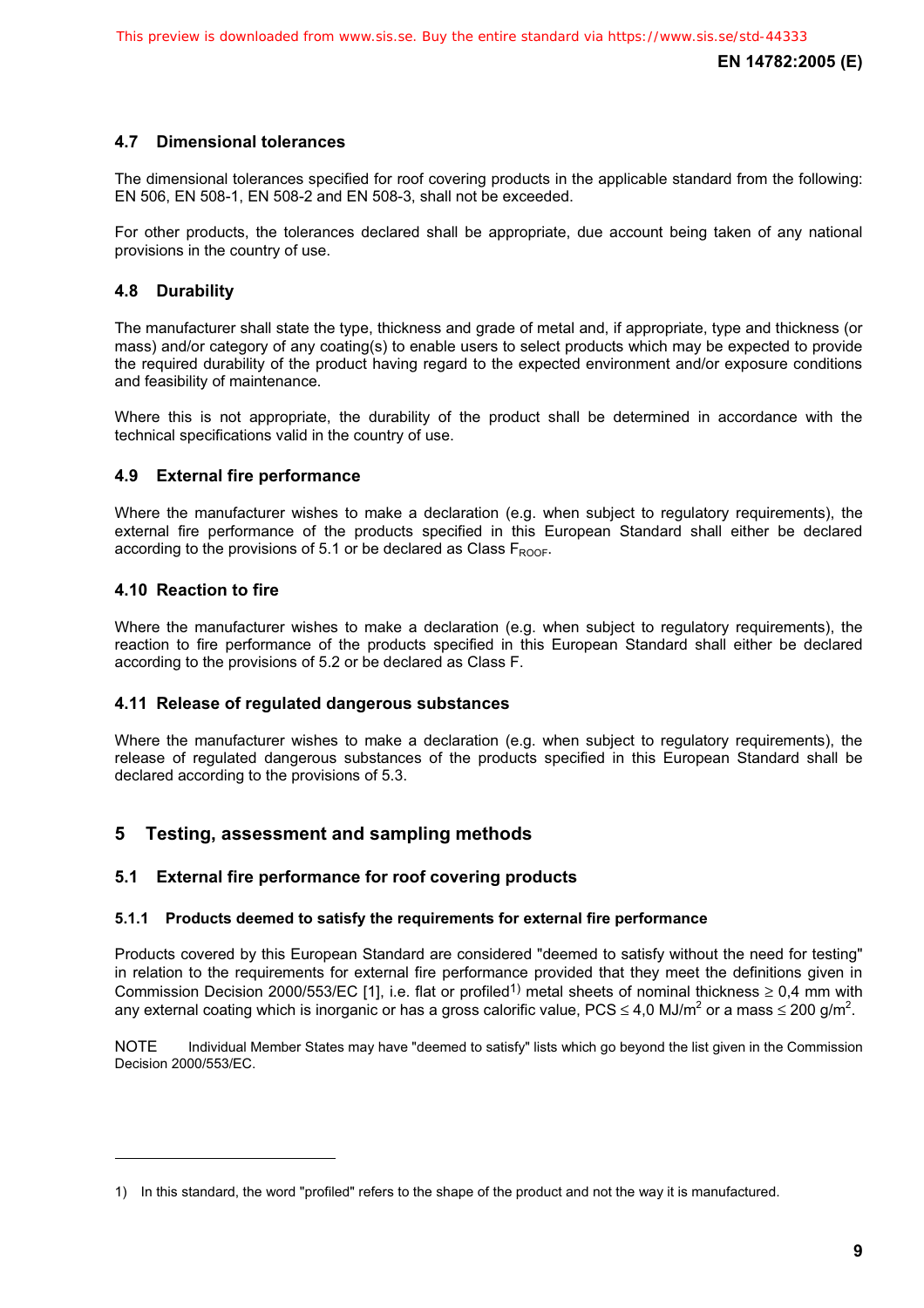## 4.7 Dimensional tolerances

The dimensional tolerances specified for roof covering products in the applicable standard from the following: EN 506, EN 508-1, EN 508-2 and EN 508-3, shall not be exceeded.

For other products, the tolerances declared shall be appropriate, due account being taken of any national provisions in the country of use.

## 4.8 Durability

The manufacturer shall state the type, thickness and grade of metal and, if appropriate, type and thickness (or mass) and/or category of any coating(s) to enable users to select products which may be expected to provide the required durability of the product having regard to the expected environment and/or exposure conditions and feasibility of maintenance.

Where this is not appropriate, the durability of the product shall be determined in accordance with the technical specifications valid in the country of use.

## 4.9 External fire performance

Where the manufacturer wishes to make a declaration (e.g. when subject to regulatory requirements), the external fire performance of the products specified in this European Standard shall either be declared according to the provisions of 5.1 or be declared as Class $F_{ROOF}$.

## 4.10 Reaction to fire

Where the manufacturer wishes to make a declaration (e.g. when subject to regulatory requirements), the reaction to fire performance of the products specified in this European Standard shall either be declared according to the provisions of 5.2 or be declared as Class F.

## 4.11 Release of regulated dangerous substances

Where the manufacturer wishes to make a declaration (e.g. when subject to regulatory requirements), the release of regulated dangerous substances of the products specified in this European Standard shall be declared according to the provisions of 5.3.

# 5 Testing, assessment and sampling methods

## 5.1 External fire performance for roof covering products

### 5.1.1 Products deemed to satisfy the requirements for external fire performance

Products covered by this European Standard are considered "deemed to satisfy without the need for testing" in relation to the requirements for external fire performance provided that they meet the definitions given in Commission Decision 2000/553/EC [1], i.e. flat or profiled[1)] metal sheets of nominal thickness ≥ 0,4 mm with any external coating which is inorganic or has a gross calorific value, PCS ≤ 4,0 MJ/m$^2$ or a mass ≤ 200 g/m$^2$.

NOTE Individual Member States may have "deemed to satisfy" lists which go beyond the list given in the Commission Decision 2000/553/EC.

1) In this standard, the word "profiled" refers to the shape of the product and not the way it is manufactured.